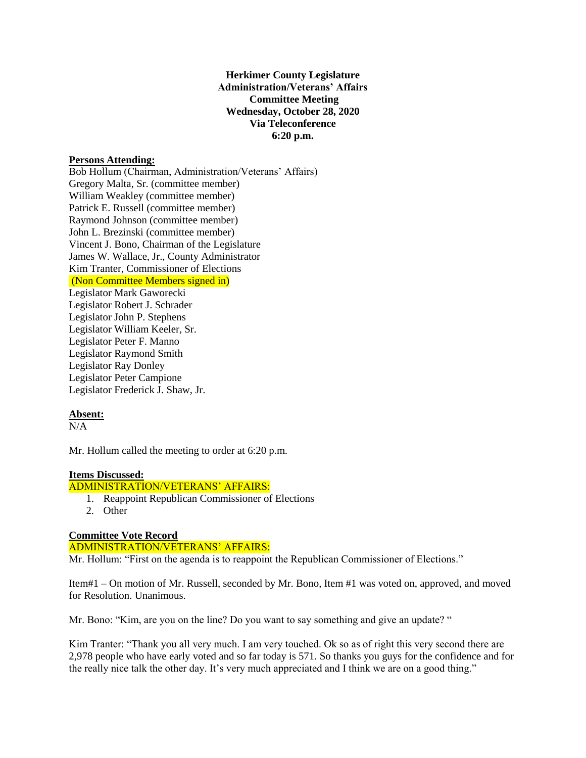**Herkimer County Legislature**
**Administration/Veterans' Affairs**
**Committee Meeting**
**Wednesday, October 28, 2020**
**Via Teleconference**
**6:20 p.m.**

**Persons Attending:**

Bob Hollum (Chairman, Administration/Veterans' Affairs)
Gregory Malta, Sr. (committee member)
William Weakley (committee member)
Patrick E. Russell (committee member)
Raymond Johnson (committee member)
John L. Brezinski (committee member)
Vincent J. Bono, Chairman of the Legislature
James W. Wallace, Jr., County Administrator
Kim Tranter, Commissioner of Elections
(Non Committee Members signed in)
Legislator Mark Gaworecki
Legislator Robert J. Schrader
Legislator John P. Stephens
Legislator William Keeler, Sr.
Legislator Peter F. Manno
Legislator Raymond Smith
Legislator Ray Donley
Legislator Peter Campione
Legislator Frederick J. Shaw, Jr.

**Absent:**

N/A

Mr. Hollum called the meeting to order at 6:20 p.m.

**Items Discussed:**

ADMINISTRATION/VETERANS' AFFAIRS:

1. Reappoint Republican Commissioner of Elections
2. Other

**Committee Vote Record**

ADMINISTRATION/VETERANS' AFFAIRS:

Mr. Hollum: "First on the agenda is to reappoint the Republican Commissioner of Elections."

Item#1 – On motion of Mr. Russell, seconded by Mr. Bono, Item #1 was voted on, approved, and moved for Resolution. Unanimous.

Mr. Bono: "Kim, are you on the line? Do you want to say something and give an update? "

Kim Tranter: "Thank you all very much. I am very touched. Ok so as of right this very second there are 2,978 people who have early voted and so far today is 571. So thanks you guys for the confidence and for the really nice talk the other day. It's very much appreciated and I think we are on a good thing."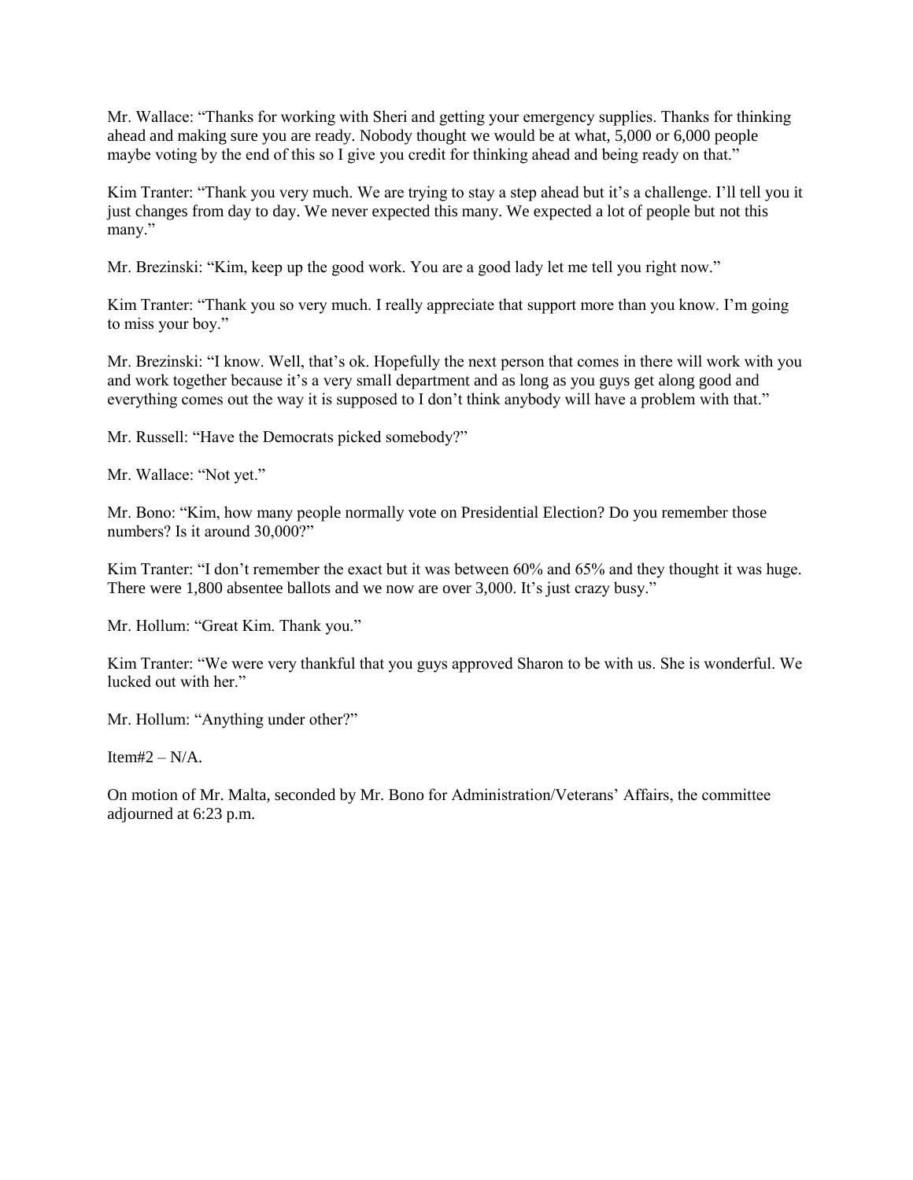Mr. Wallace: "Thanks for working with Sheri and getting your emergency supplies. Thanks for thinking ahead and making sure you are ready. Nobody thought we would be at what, 5,000 or 6,000 people maybe voting by the end of this so I give you credit for thinking ahead and being ready on that."

Kim Tranter: "Thank you very much. We are trying to stay a step ahead but it's a challenge. I'll tell you it just changes from day to day. We never expected this many. We expected a lot of people but not this many."

Mr. Brezinski: "Kim, keep up the good work. You are a good lady let me tell you right now."

Kim Tranter: "Thank you so very much. I really appreciate that support more than you know. I'm going to miss your boy."

Mr. Brezinski: "I know. Well, that's ok. Hopefully the next person that comes in there will work with you and work together because it's a very small department and as long as you guys get along good and everything comes out the way it is supposed to I don't think anybody will have a problem with that."

Mr. Russell: "Have the Democrats picked somebody?"

Mr. Wallace: "Not yet."

Mr. Bono: "Kim, how many people normally vote on Presidential Election? Do you remember those numbers? Is it around 30,000?"

Kim Tranter: "I don't remember the exact but it was between 60% and 65% and they thought it was huge. There were 1,800 absentee ballots and we now are over 3,000. It's just crazy busy."

Mr. Hollum: "Great Kim. Thank you."

Kim Tranter: "We were very thankful that you guys approved Sharon to be with us. She is wonderful. We lucked out with her."

Mr. Hollum: "Anything under other?"

Item#2 – N/A.

On motion of Mr. Malta, seconded by Mr. Bono for Administration/Veterans' Affairs, the committee adjourned at 6:23 p.m.